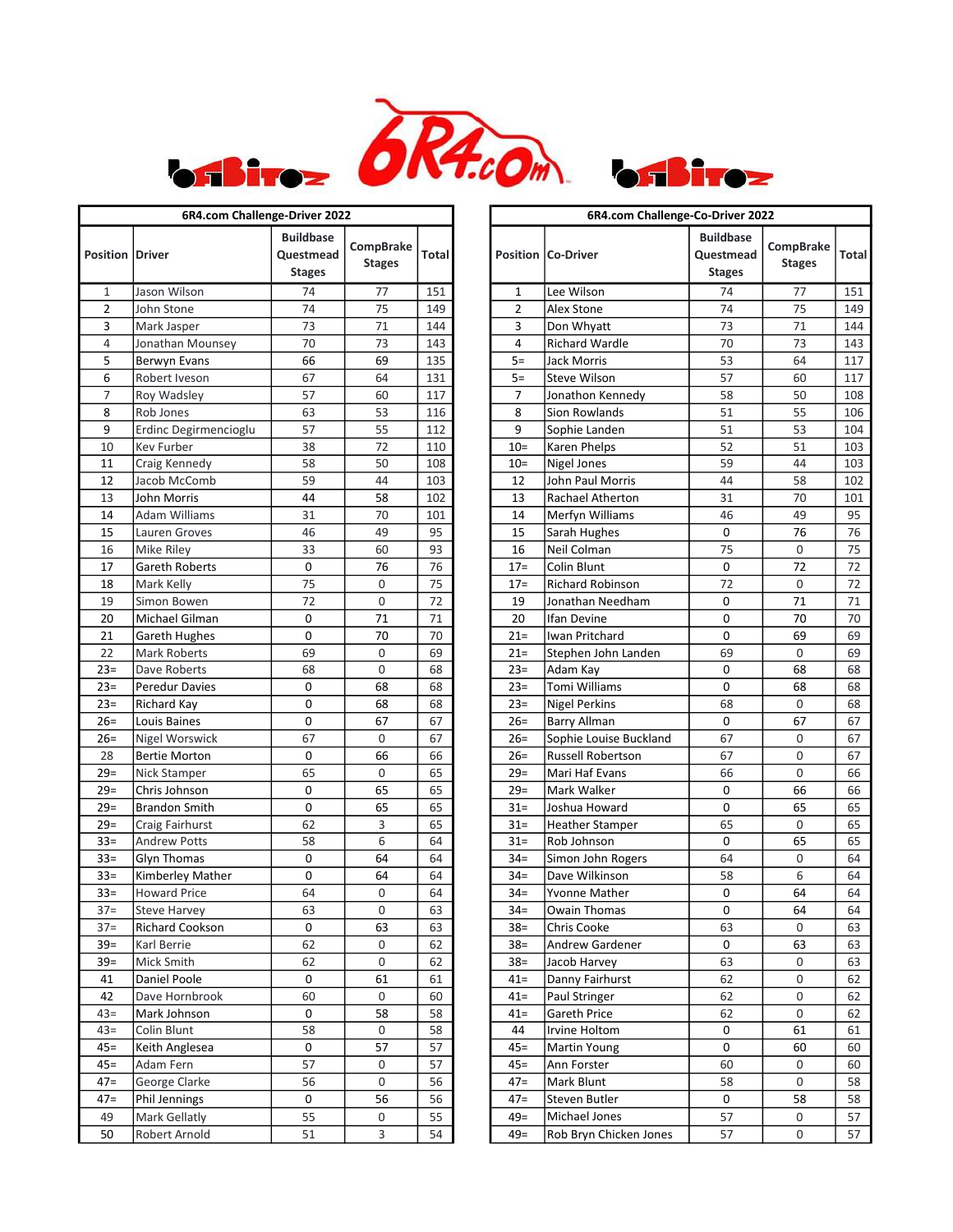## 6R4.com Challenge-Driver 2022

| Position | Driver | Buildbase Questmead Stages | CompBrake Stages | Total |
|---|---|---|---|---|
| 1 | Jason Wilson | 74 | 77 | 151 |
| 2 | John Stone | 74 | 75 | 149 |
| 3 | Mark Jasper | 73 | 71 | 144 |
| 4 | Jonathan Mounsey | 70 | 73 | 143 |
| 5 | Berwyn Evans | 66 | 69 | 135 |
| 6 | Robert Iveson | 67 | 64 | 131 |
| 7 | Roy Wadsley | 57 | 60 | 117 |
| 8 | Rob Jones | 63 | 53 | 116 |
| 9 | Erdinc Degirmencioglu | 57 | 55 | 112 |
| 10 | Kev Furber | 38 | 72 | 110 |
| 11 | Craig Kennedy | 58 | 50 | 108 |
| 12 | Jacob McComb | 59 | 44 | 103 |
| 13 | John Morris | 44 | 58 | 102 |
| 14 | Adam Williams | 31 | 70 | 101 |
| 15 | Lauren Groves | 46 | 49 | 95 |
| 16 | Mike Riley | 33 | 60 | 93 |
| 17 | Gareth Roberts | 0 | 76 | 76 |
| 18 | Mark Kelly | 75 | 0 | 75 |
| 19 | Simon Bowen | 72 | 0 | 72 |
| 20 | Michael Gilman | 0 | 71 | 71 |
| 21 | Gareth Hughes | 0 | 70 | 70 |
| 22 | Mark Roberts | 69 | 0 | 69 |
| 23= | Dave Roberts | 68 | 0 | 68 |
| 23= | Peredur Davies | 0 | 68 | 68 |
| 23= | Richard Kay | 0 | 68 | 68 |
| 26= | Louis Baines | 0 | 67 | 67 |
| 26= | Nigel Worswick | 67 | 0 | 67 |
| 28 | Bertie Morton | 0 | 66 | 66 |
| 29= | Nick Stamper | 65 | 0 | 65 |
| 29= | Chris Johnson | 0 | 65 | 65 |
| 29= | Brandon Smith | 0 | 65 | 65 |
| 29= | Craig Fairhurst | 62 | 3 | 65 |
| 33= | Andrew Potts | 58 | 6 | 64 |
| 33= | Glyn Thomas | 0 | 64 | 64 |
| 33= | Kimberley Mather | 0 | 64 | 64 |
| 33= | Howard Price | 64 | 0 | 64 |
| 37= | Steve Harvey | 63 | 0 | 63 |
| 37= | Richard Cookson | 0 | 63 | 63 |
| 39= | Karl Berrie | 62 | 0 | 62 |
| 39= | Mick Smith | 62 | 0 | 62 |
| 41 | Daniel Poole | 0 | 61 | 61 |
| 42 | Dave Hornbrook | 60 | 0 | 60 |
| 43= | Mark Johnson | 0 | 58 | 58 |
| 43= | Colin Blunt | 58 | 0 | 58 |
| 45= | Keith Anglesea | 0 | 57 | 57 |
| 45= | Adam Fern | 57 | 0 | 57 |
| 47= | George Clarke | 56 | 0 | 56 |
| 47= | Phil Jennings | 0 | 56 | 56 |
| 49 | Mark Gellatly | 55 | 0 | 55 |
| 50 | Robert Arnold | 51 | 3 | 54 |

## 6R4.com Challenge-Co-Driver 2022

| Position | Co-Driver | Buildbase Questmead Stages | CompBrake Stages | Total |
|---|---|---|---|---|
| 1 | Lee Wilson | 74 | 77 | 151 |
| 2 | Alex Stone | 74 | 75 | 149 |
| 3 | Don Whyatt | 73 | 71 | 144 |
| 4 | Richard Wardle | 70 | 73 | 143 |
| 5= | Jack Morris | 53 | 64 | 117 |
| 5= | Steve Wilson | 57 | 60 | 117 |
| 7 | Jonathon Kennedy | 58 | 50 | 108 |
| 8 | Sion Rowlands | 51 | 55 | 106 |
| 9 | Sophie Landen | 51 | 53 | 104 |
| 10= | Karen Phelps | 52 | 51 | 103 |
| 10= | Nigel Jones | 59 | 44 | 103 |
| 12 | John Paul Morris | 44 | 58 | 102 |
| 13 | Rachael Atherton | 31 | 70 | 101 |
| 14 | Merfyn Williams | 46 | 49 | 95 |
| 15 | Sarah Hughes | 0 | 76 | 76 |
| 16 | Neil Colman | 75 | 0 | 75 |
| 17= | Colin Blunt | 0 | 72 | 72 |
| 17= | Richard Robinson | 72 | 0 | 72 |
| 19 | Jonathan Needham | 0 | 71 | 71 |
| 20 | Ifan Devine | 0 | 70 | 70 |
| 21= | Iwan Pritchard | 0 | 69 | 69 |
| 21= | Stephen John Landen | 69 | 0 | 69 |
| 23= | Adam Kay | 0 | 68 | 68 |
| 23= | Tomi Williams | 0 | 68 | 68 |
| 23= | Nigel Perkins | 68 | 0 | 68 |
| 26= | Barry Allman | 0 | 67 | 67 |
| 26= | Sophie Louise Buckland | 67 | 0 | 67 |
| 26= | Russell Robertson | 67 | 0 | 67 |
| 29= | Mari Haf Evans | 66 | 0 | 66 |
| 29= | Mark Walker | 0 | 66 | 66 |
| 31= | Joshua Howard | 0 | 65 | 65 |
| 31= | Heather Stamper | 65 | 0 | 65 |
| 31= | Rob Johnson | 0 | 65 | 65 |
| 34= | Simon John Rogers | 64 | 0 | 64 |
| 34= | Dave Wilkinson | 58 | 6 | 64 |
| 34= | Yvonne Mather | 0 | 64 | 64 |
| 34= | Owain Thomas | 0 | 64 | 64 |
| 38= | Chris Cooke | 63 | 0 | 63 |
| 38= | Andrew Gardener | 0 | 63 | 63 |
| 38= | Jacob Harvey | 63 | 0 | 63 |
| 41= | Danny Fairhurst | 62 | 0 | 62 |
| 41= | Paul Stringer | 62 | 0 | 62 |
| 41= | Gareth Price | 62 | 0 | 62 |
| 44 | Irvine Holtom | 0 | 61 | 61 |
| 45= | Martin Young | 0 | 60 | 60 |
| 45= | Ann Forster | 60 | 0 | 60 |
| 47= | Mark Blunt | 58 | 0 | 58 |
| 47= | Steven Butler | 0 | 58 | 58 |
| 49= | Michael Jones | 57 | 0 | 57 |
| 49= | Rob Bryn Chicken Jones | 57 | 0 | 57 |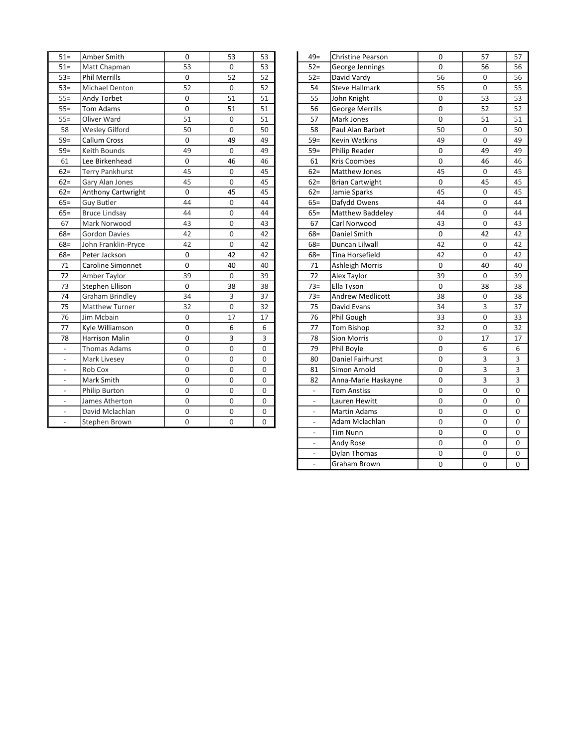| | | | | |
|---|---|---|---|---|
| 51= | Amber Smith | 0 | 53 | 53 |
| 51= | Matt Chapman | 53 | 0 | 53 |
| 53= | Phil Merrills | 0 | 52 | 52 |
| 53= | Michael Denton | 52 | 0 | 52 |
| 55= | Andy Torbet | 0 | 51 | 51 |
| 55= | Tom Adams | 0 | 51 | 51 |
| 55= | Oliver Ward | 51 | 0 | 51 |
| 58 | Wesley Gilford | 50 | 0 | 50 |
| 59= | Callum Cross | 0 | 49 | 49 |
| 59= | Keith Bounds | 49 | 0 | 49 |
| 61 | Lee Birkenhead | 0 | 46 | 46 |
| 62= | Terry Pankhurst | 45 | 0 | 45 |
| 62= | Gary Alan Jones | 45 | 0 | 45 |
| 62= | Anthony Cartwright | 0 | 45 | 45 |
| 65= | Guy Butler | 44 | 0 | 44 |
| 65= | Bruce Lindsay | 44 | 0 | 44 |
| 67 | Mark Norwood | 43 | 0 | 43 |
| 68= | Gordon Davies | 42 | 0 | 42 |
| 68= | John Franklin-Pryce | 42 | 0 | 42 |
| 68= | Peter Jackson | 0 | 42 | 42 |
| 71 | Caroline Simonnet | 0 | 40 | 40 |
| 72 | Amber Taylor | 39 | 0 | 39 |
| 73 | Stephen Ellison | 0 | 38 | 38 |
| 74 | Graham Brindley | 34 | 3 | 37 |
| 75 | Matthew Turner | 32 | 0 | 32 |
| 76 | Jim Mcbain | 0 | 17 | 17 |
| 77 | Kyle Williamson | 0 | 6 | 6 |
| 78 | Harrison Malin | 0 | 3 | 3 |
| - | Thomas Adams | 0 | 0 | 0 |
| - | Mark Livesey | 0 | 0 | 0 |
| - | Rob Cox | 0 | 0 | 0 |
| - | Mark Smith | 0 | 0 | 0 |
| - | Philip Burton | 0 | 0 | 0 |
| - | James Atherton | 0 | 0 | 0 |
| - | David Mclachlan | 0 | 0 | 0 |
| - | Stephen Brown | 0 | 0 | 0 |

| | | | | |
|---|---|---|---|---|
| 49= | Christine Pearson | 0 | 57 | 57 |
| 52= | George Jennings | 0 | 56 | 56 |
| 52= | David Vardy | 56 | 0 | 56 |
| 54 | Steve Hallmark | 55 | 0 | 55 |
| 55 | John Knight | 0 | 53 | 53 |
| 56 | George Merrills | 0 | 52 | 52 |
| 57 | Mark Jones | 0 | 51 | 51 |
| 58 | Paul Alan Barbet | 50 | 0 | 50 |
| 59= | Kevin Watkins | 49 | 0 | 49 |
| 59= | Philip Reader | 0 | 49 | 49 |
| 61 | Kris Coombes | 0 | 46 | 46 |
| 62= | Matthew Jones | 45 | 0 | 45 |
| 62= | Brian Cartwight | 0 | 45 | 45 |
| 62= | Jamie Sparks | 45 | 0 | 45 |
| 65= | Dafydd Owens | 44 | 0 | 44 |
| 65= | Matthew Baddeley | 44 | 0 | 44 |
| 67 | Carl Norwood | 43 | 0 | 43 |
| 68= | Daniel Smith | 0 | 42 | 42 |
| 68= | Duncan Lilwall | 42 | 0 | 42 |
| 68= | Tina Horsefield | 42 | 0 | 42 |
| 71 | Ashleigh Morris | 0 | 40 | 40 |
| 72 | Alex Taylor | 39 | 0 | 39 |
| 73= | Ella Tyson | 0 | 38 | 38 |
| 73= | Andrew Medlicott | 38 | 0 | 38 |
| 75 | David Evans | 34 | 3 | 37 |
| 76 | Phil Gough | 33 | 0 | 33 |
| 77 | Tom Bishop | 32 | 0 | 32 |
| 78 | Sion Morris | 0 | 17 | 17 |
| 79 | Phil Boyle | 0 | 6 | 6 |
| 80 | Daniel Fairhurst | 0 | 3 | 3 |
| 81 | Simon Arnold | 0 | 3 | 3 |
| 82 | Anna-Marie Haskayne | 0 | 3 | 3 |
| - | Tom Anstiss | 0 | 0 | 0 |
| - | Lauren Hewitt | 0 | 0 | 0 |
| - | Martin Adams | 0 | 0 | 0 |
| - | Adam Mclachlan | 0 | 0 | 0 |
| - | Tim Nunn | 0 | 0 | 0 |
| - | Andy Rose | 0 | 0 | 0 |
| - | Dylan Thomas | 0 | 0 | 0 |
| - | Graham Brown | 0 | 0 | 0 |